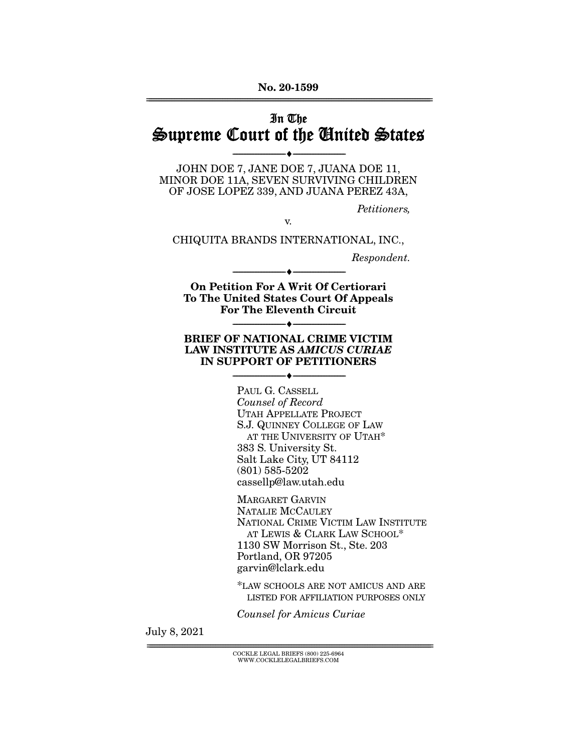No. 20-1599

# In The Supreme Court of the United States

---

JOHN DOE 7, JANE DOE 7, JUANA DOE 11, MINOR DOE 11A, SEVEN SURVIVING CHILDREN OF JOSE LOPEZ 339, AND JUANA PEREZ 43A,

*Petitioners,*

v.

CHIQUITA BRANDS INTERNATIONAL, INC.,

*Respondent.*

---

**On Petition For A Writ Of Certiorari To The United States Court Of Appeals For The Eleventh Circuit**

---

**BRIEF OF NATIONAL CRIME VICTIM LAW INSTITUTE AS *AMICUS CURIAE* IN SUPPORT OF PETITIONERS**

---

PAUL G. CASSELL
*Counsel of Record*
UTAH APPELLATE PROJECT
S.J. QUINNEY COLLEGE OF LAW AT THE UNIVERSITY OF UTAH*
383 S. University St.
Salt Lake City, UT 84112
(801) 585-5202
cassellp@law.utah.edu

MARGARET GARVIN
NATALIE MCCAULEY
NATIONAL CRIME VICTIM LAW INSTITUTE AT LEWIS & CLARK LAW SCHOOL*
1130 SW Morrison St., Ste. 203
Portland, OR 97205
garvin@lclark.edu

*LAW SCHOOLS ARE NOT AMICUS AND ARE LISTED FOR AFFILIATION PURPOSES ONLY

*Counsel for Amicus Curiae*

July 8, 2021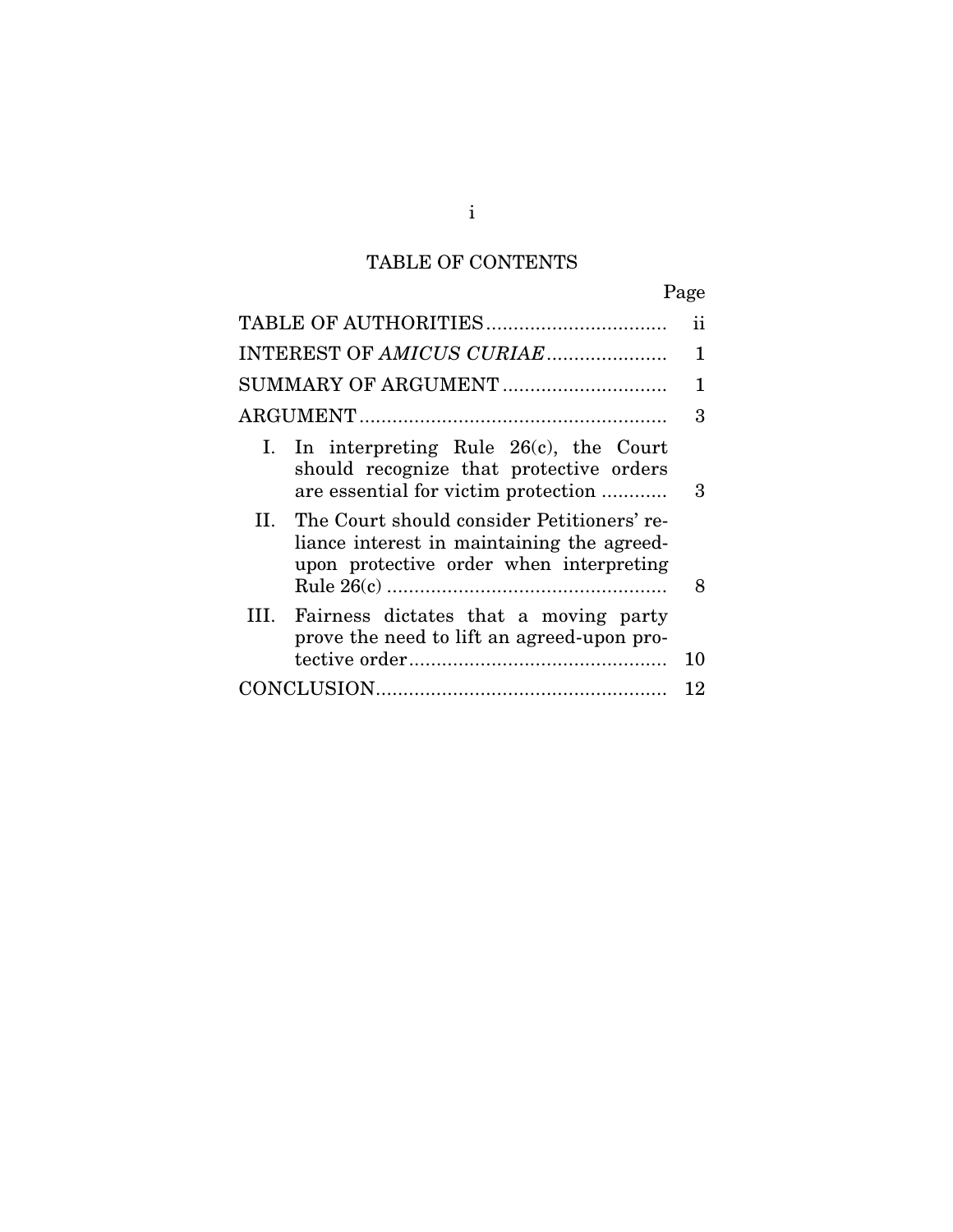# TABLE OF CONTENTS

| | Page |
|---|---|
| TABLE OF AUTHORITIES | ii |
| INTEREST OF *AMICUS CURIAE* | 1 |
| SUMMARY OF ARGUMENT | 1 |
| ARGUMENT | 3 |
| I. In interpreting Rule 26(c), the Court should recognize that protective orders are essential for victim protection | 3 |
| II. The Court should consider Petitioners' reliance interest in maintaining the agreed-upon protective order when interpreting Rule 26(c) | 8 |
| III. Fairness dictates that a moving party prove the need to lift an agreed-upon protective order | 10 |
| CONCLUSION | 12 |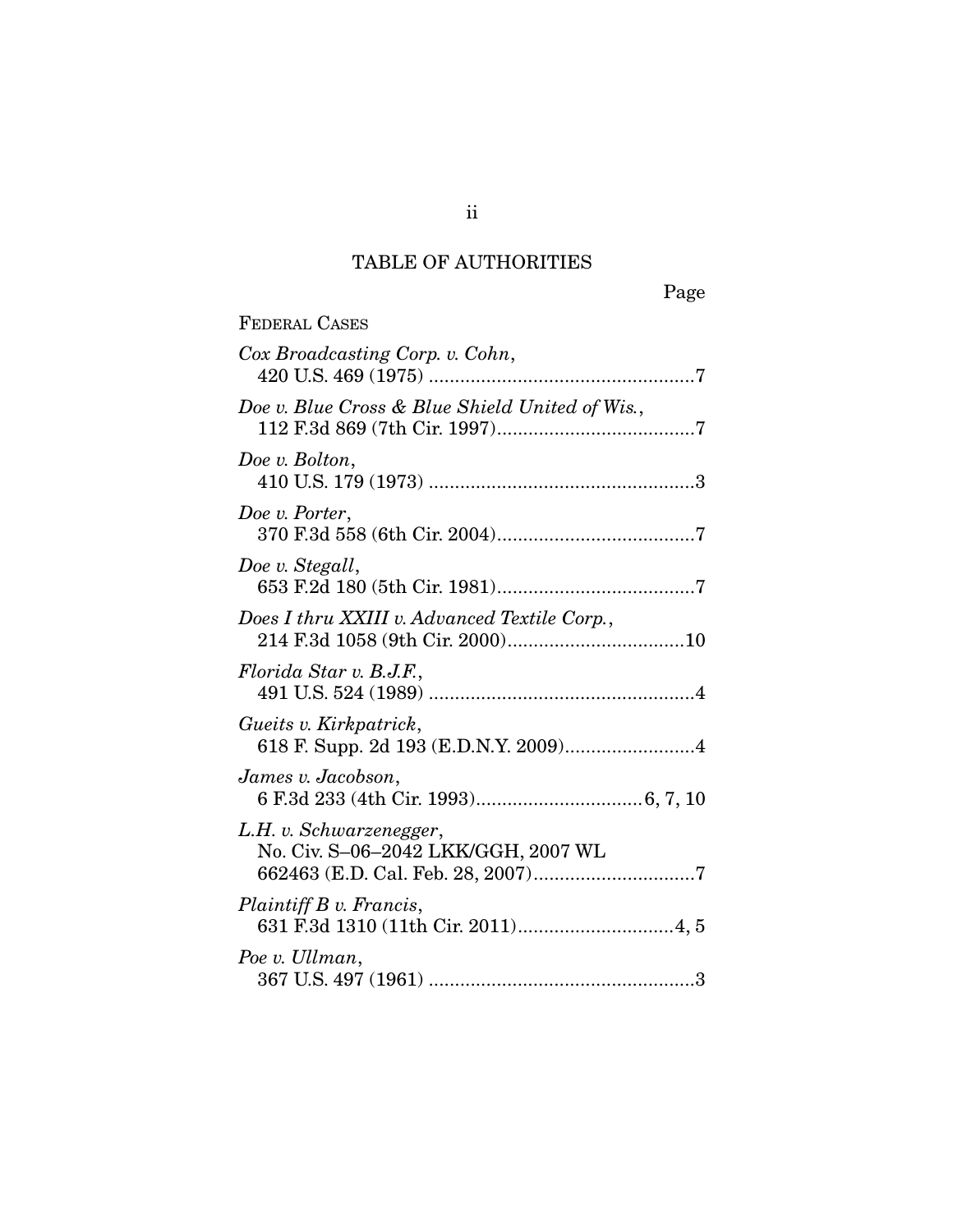## TABLE OF AUTHORITIES

Page

FEDERAL CASES

*Cox Broadcasting Corp. v. Cohn*,
420 U.S. 469 (1975) ....................................................7

*Doe v. Blue Cross & Blue Shield United of Wis.*,
112 F.3d 869 (7th Cir. 1997)......................................7

*Doe v. Bolton*,
410 U.S. 179 (1973) ....................................................3

*Doe v. Porter*,
370 F.3d 558 (6th Cir. 2004)......................................7

*Doe v. Stegall*,
653 F.2d 180 (5th Cir. 1981)......................................7

*Does I thru XXIII v. Advanced Textile Corp.*,
214 F.3d 1058 (9th Cir. 2000)..................................10

*Florida Star v. B.J.F.*,
491 U.S. 524 (1989) ....................................................4

*Gueits v. Kirkpatrick*,
618 F. Supp. 2d 193 (E.D.N.Y. 2009).........................4

*James v. Jacobson*,
6 F.3d 233 (4th Cir. 1993)................................6, 7, 10

*L.H. v. Schwarzenegger*,
No. Civ. S–06–2042 LKK/GGH, 2007 WL
662463 (E.D. Cal. Feb. 28, 2007)...............................7

*Plaintiff B v. Francis*,
631 F.3d 1310 (11th Cir. 2011)..............................4, 5

*Poe v. Ullman*,
367 U.S. 497 (1961) ....................................................3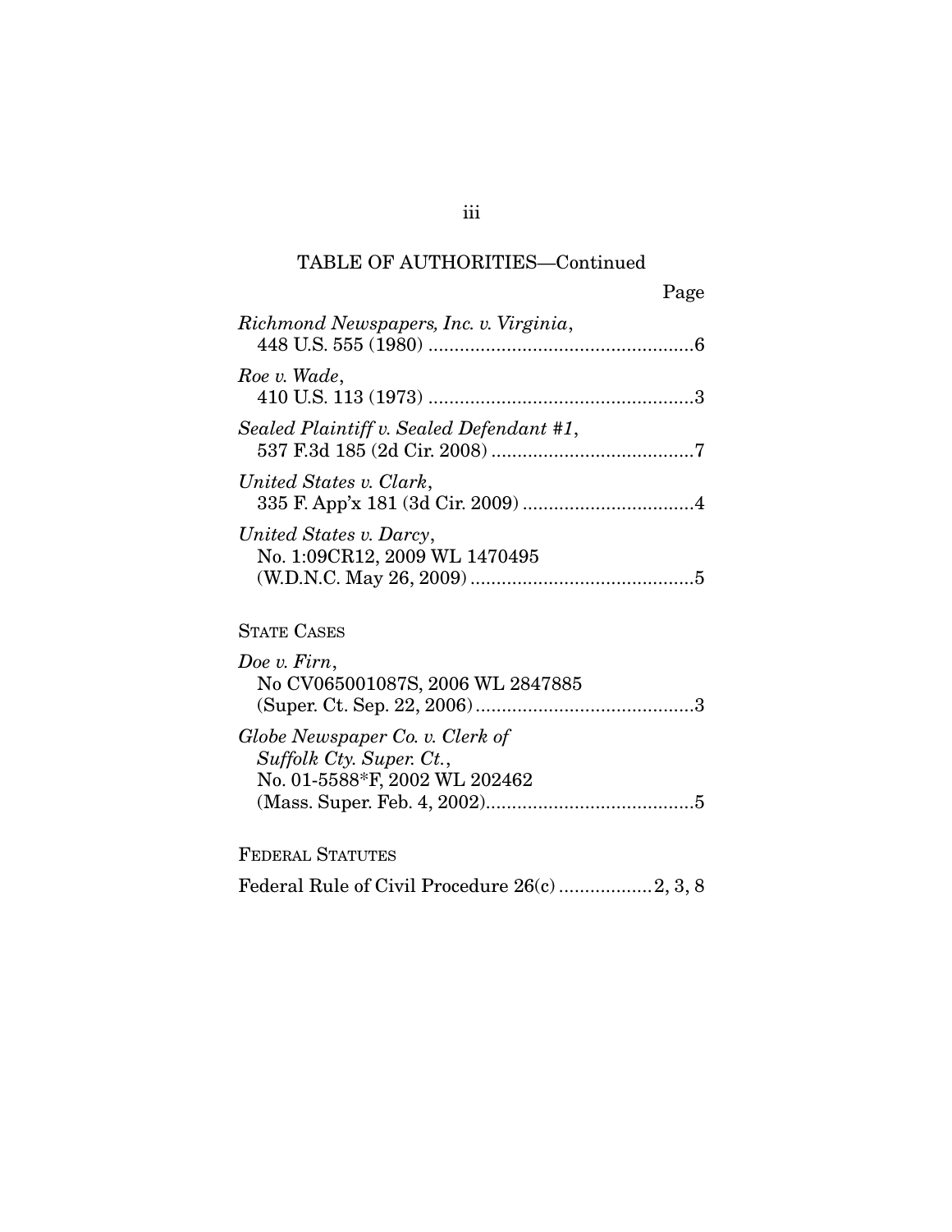TABLE OF AUTHORITIES—Continued

Page

*Richmond Newspapers, Inc. v. Virginia*, 448 U.S. 555 (1980) ....................................................6

*Roe v. Wade*, 410 U.S. 113 (1973) ....................................................3

*Sealed Plaintiff v. Sealed Defendant #1*, 537 F.3d 185 (2d Cir. 2008) .......................................7

*United States v. Clark*, 335 F. App'x 181 (3d Cir. 2009) .................................4

*United States v. Darcy*, No. 1:09CR12, 2009 WL 1470495 (W.D.N.C. May 26, 2009) ...........................................5

STATE CASES

*Doe v. Firn*, No CV065001087S, 2006 WL 2847885 (Super. Ct. Sep. 22, 2006) ..........................................3

*Globe Newspaper Co. v. Clerk of Suffolk Cty. Super. Ct.*, No. 01-5588*F, 2002 WL 202462 (Mass. Super. Feb. 4, 2002).........................................5

FEDERAL STATUTES

Federal Rule of Civil Procedure 26(c) ..................2, 3, 8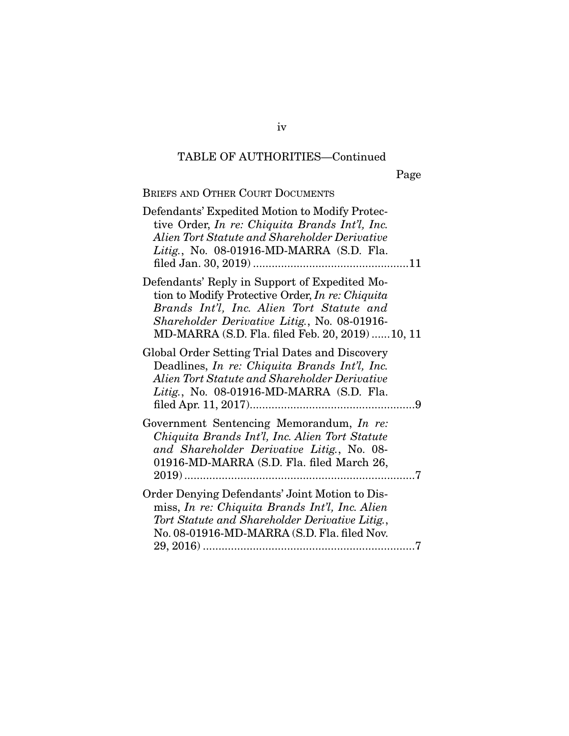TABLE OF AUTHORITIES—Continued

Page

BRIEFS AND OTHER COURT DOCUMENTS

Defendants' Expedited Motion to Modify Protective Order, *In re: Chiquita Brands Int'l, Inc. Alien Tort Statute and Shareholder Derivative Litig.*, No. 08-01916-MD-MARRA (S.D. Fla. filed Jan. 30, 2019) ....................................................11

Defendants' Reply in Support of Expedited Motion to Modify Protective Order, *In re: Chiquita Brands Int'l, Inc. Alien Tort Statute and Shareholder Derivative Litig.*, No. 08-01916-MD-MARRA (S.D. Fla. filed Feb. 20, 2019) ......10, 11

Global Order Setting Trial Dates and Discovery Deadlines, *In re: Chiquita Brands Int'l, Inc. Alien Tort Statute and Shareholder Derivative Litig.*, No. 08-01916-MD-MARRA (S.D. Fla. filed Apr. 11, 2017)....................................................9

Government Sentencing Memorandum, *In re: Chiquita Brands Int'l, Inc. Alien Tort Statute and Shareholder Derivative Litig.*, No. 08-01916-MD-MARRA (S.D. Fla. filed March 26, 2019) ..........................................................................7

Order Denying Defendants' Joint Motion to Dismiss, *In re: Chiquita Brands Int'l, Inc. Alien Tort Statute and Shareholder Derivative Litig.*, No. 08-01916-MD-MARRA (S.D. Fla. filed Nov. 29, 2016) ....................................................................7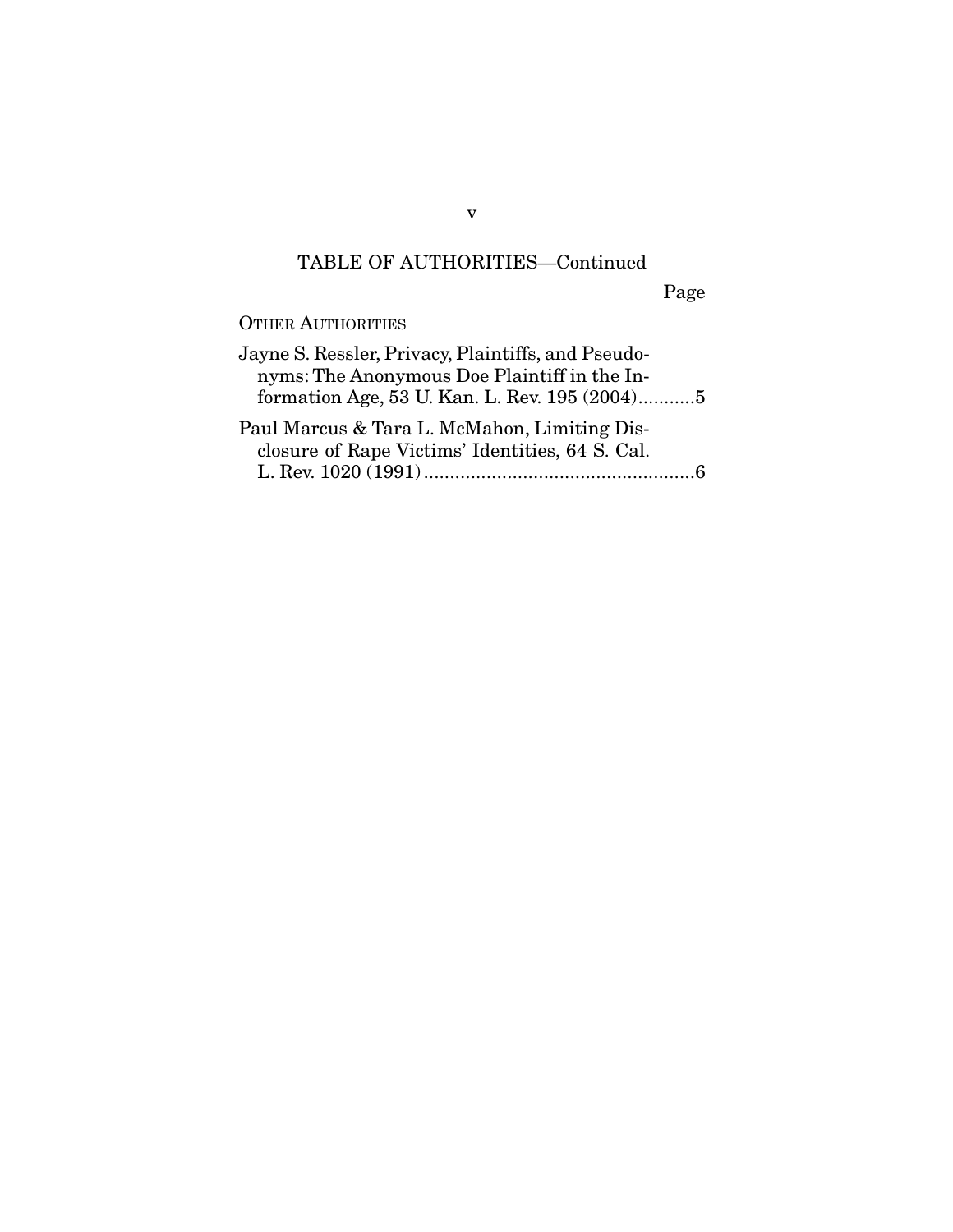TABLE OF AUTHORITIES—Continued

Page

OTHER AUTHORITIES

Jayne S. Ressler, Privacy, Plaintiffs, and Pseudonyms: The Anonymous Doe Plaintiff in the Information Age, 53 U. Kan. L. Rev. 195 (2004)...........5

Paul Marcus & Tara L. McMahon, Limiting Disclosure of Rape Victims' Identities, 64 S. Cal. L. Rev. 1020 (1991)....................................................6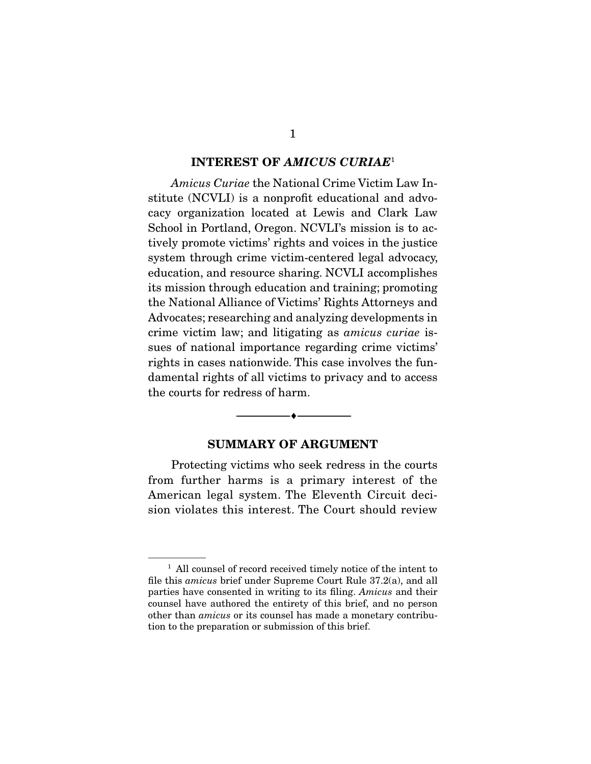## INTEREST OF *AMICUS CURIAE*[1]

*Amicus Curiae* the National Crime Victim Law Institute (NCVLI) is a nonprofit educational and advocacy organization located at Lewis and Clark Law School in Portland, Oregon. NCVLI's mission is to actively promote victims' rights and voices in the justice system through crime victim-centered legal advocacy, education, and resource sharing. NCVLI accomplishes its mission through education and training; promoting the National Alliance of Victims' Rights Attorneys and Advocates; researching and analyzing developments in crime victim law; and litigating as *amicus curiae* issues of national importance regarding crime victims' rights in cases nationwide. This case involves the fundamental rights of all victims to privacy and to access the courts for redress of harm.

---

## SUMMARY OF ARGUMENT

Protecting victims who seek redress in the courts from further harms is a primary interest of the American legal system. The Eleventh Circuit decision violates this interest. The Court should review

---

[1] All counsel of record received timely notice of the intent to file this *amicus* brief under Supreme Court Rule 37.2(a), and all parties have consented in writing to its filing. *Amicus* and their counsel have authored the entirety of this brief, and no person other than *amicus* or its counsel has made a monetary contribution to the preparation or submission of this brief.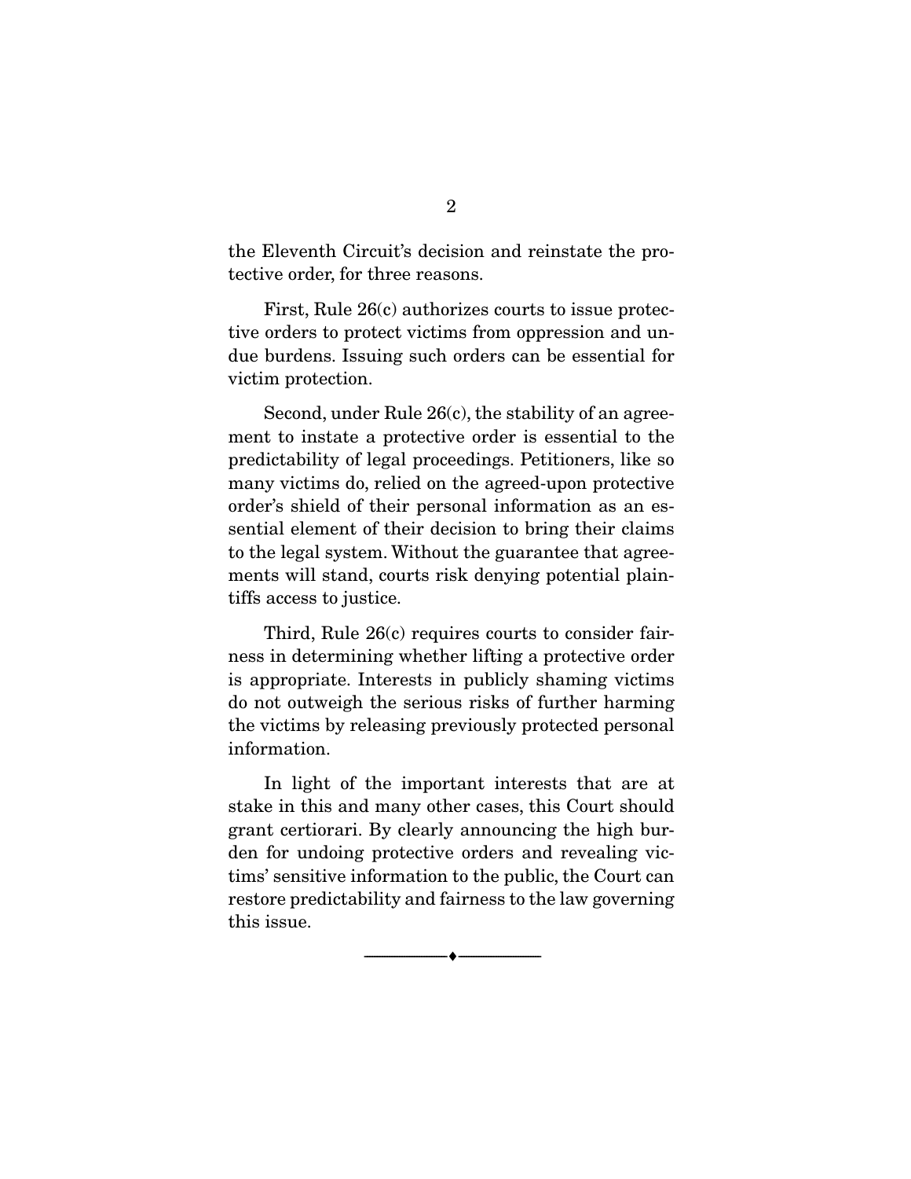the Eleventh Circuit's decision and reinstate the protective order, for three reasons.

First, Rule 26(c) authorizes courts to issue protective orders to protect victims from oppression and undue burdens. Issuing such orders can be essential for victim protection.

Second, under Rule 26(c), the stability of an agreement to instate a protective order is essential to the predictability of legal proceedings. Petitioners, like so many victims do, relied on the agreed-upon protective order's shield of their personal information as an essential element of their decision to bring their claims to the legal system. Without the guarantee that agreements will stand, courts risk denying potential plaintiffs access to justice.

Third, Rule 26(c) requires courts to consider fairness in determining whether lifting a protective order is appropriate. Interests in publicly shaming victims do not outweigh the serious risks of further harming the victims by releasing previously protected personal information.

In light of the important interests that are at stake in this and many other cases, this Court should grant certiorari. By clearly announcing the high burden for undoing protective orders and revealing victims' sensitive information to the public, the Court can restore predictability and fairness to the law governing this issue.

---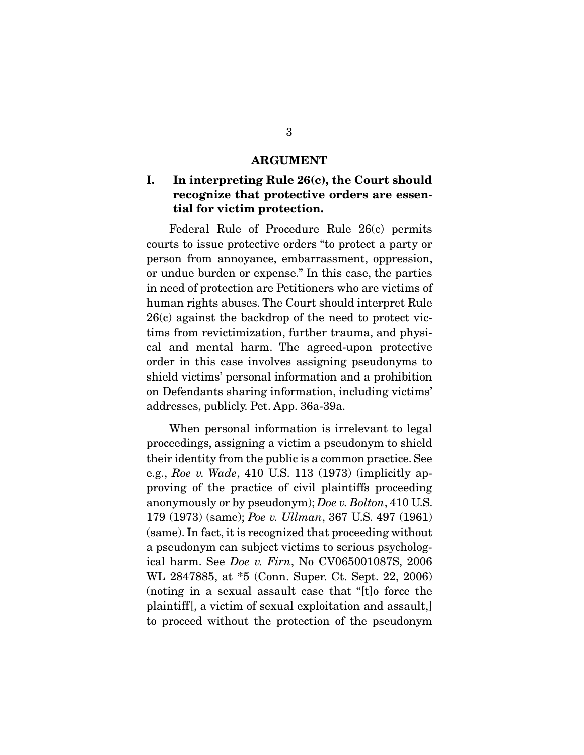## ARGUMENT

### I. In interpreting Rule 26(c), the Court should recognize that protective orders are essential for victim protection.

Federal Rule of Procedure Rule 26(c) permits courts to issue protective orders "to protect a party or person from annoyance, embarrassment, oppression, or undue burden or expense." In this case, the parties in need of protection are Petitioners who are victims of human rights abuses. The Court should interpret Rule 26(c) against the backdrop of the need to protect victims from revictimization, further trauma, and physical and mental harm. The agreed-upon protective order in this case involves assigning pseudonyms to shield victims' personal information and a prohibition on Defendants sharing information, including victims' addresses, publicly. Pet. App. 36a-39a.

When personal information is irrelevant to legal proceedings, assigning a victim a pseudonym to shield their identity from the public is a common practice. See e.g., *Roe v. Wade*, 410 U.S. 113 (1973) (implicitly approving of the practice of civil plaintiffs proceeding anonymously or by pseudonym); *Doe v. Bolton*, 410 U.S. 179 (1973) (same); *Poe v. Ullman*, 367 U.S. 497 (1961) (same). In fact, it is recognized that proceeding without a pseudonym can subject victims to serious psychological harm. See *Doe v. Firn*, No CV065001087S, 2006 WL 2847885, at *5 (Conn. Super. Ct. Sept. 22, 2006) (noting in a sexual assault case that "[t]o force the plaintiff[, a victim of sexual exploitation and assault,] to proceed without the protection of the pseudonym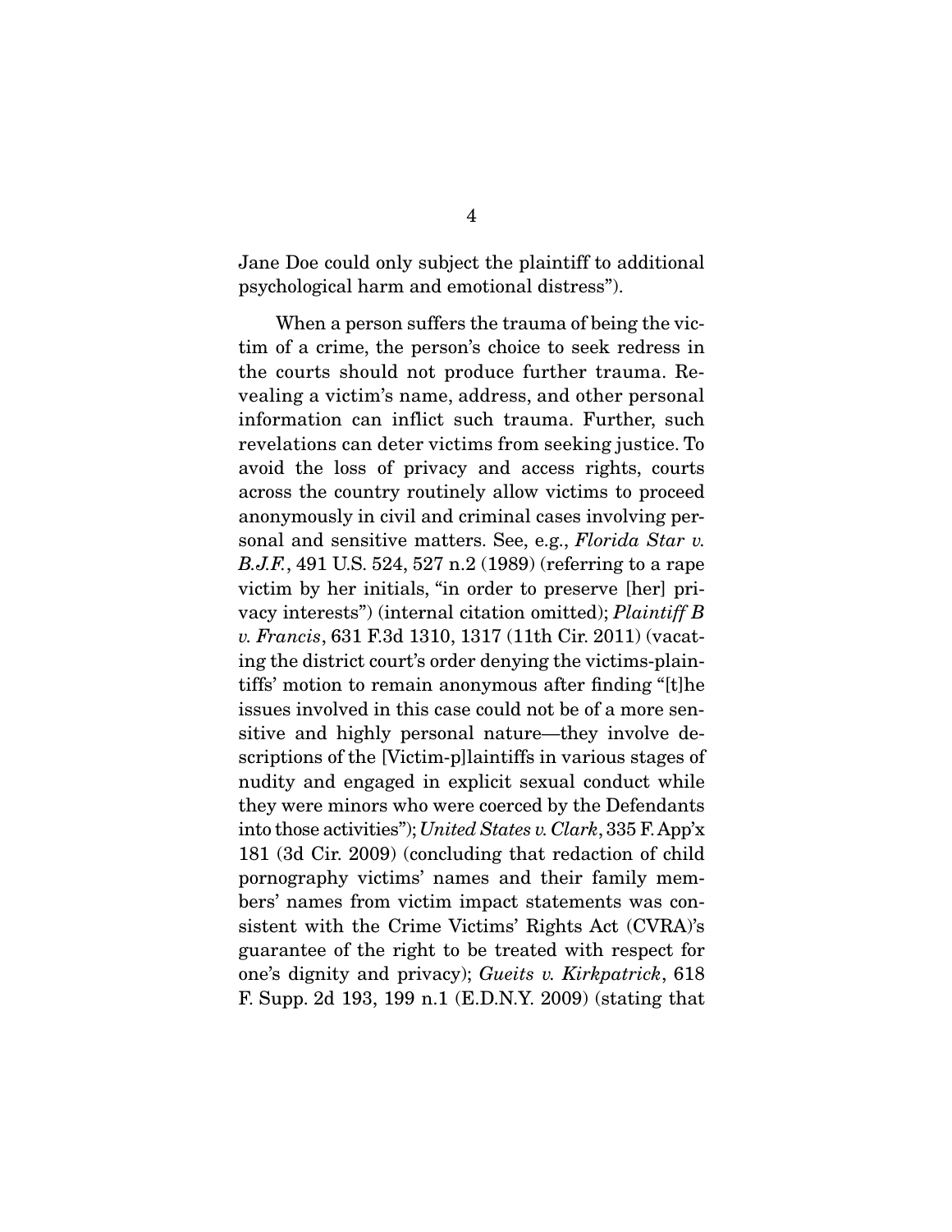Jane Doe could only subject the plaintiff to additional psychological harm and emotional distress").

When a person suffers the trauma of being the victim of a crime, the person's choice to seek redress in the courts should not produce further trauma. Revealing a victim's name, address, and other personal information can inflict such trauma. Further, such revelations can deter victims from seeking justice. To avoid the loss of privacy and access rights, courts across the country routinely allow victims to proceed anonymously in civil and criminal cases involving personal and sensitive matters. See, e.g., *Florida Star v. B.J.F.*, 491 U.S. 524, 527 n.2 (1989) (referring to a rape victim by her initials, "in order to preserve [her] privacy interests") (internal citation omitted); *Plaintiff B v. Francis*, 631 F.3d 1310, 1317 (11th Cir. 2011) (vacating the district court's order denying the victims-plaintiffs' motion to remain anonymous after finding "[t]he issues involved in this case could not be of a more sensitive and highly personal nature—they involve descriptions of the [Victim-p]laintiffs in various stages of nudity and engaged in explicit sexual conduct while they were minors who were coerced by the Defendants into those activities"); *United States v. Clark*, 335 F. App'x 181 (3d Cir. 2009) (concluding that redaction of child pornography victims' names and their family members' names from victim impact statements was consistent with the Crime Victims' Rights Act (CVRA)'s guarantee of the right to be treated with respect for one's dignity and privacy); *Gueits v. Kirkpatrick*, 618 F. Supp. 2d 193, 199 n.1 (E.D.N.Y. 2009) (stating that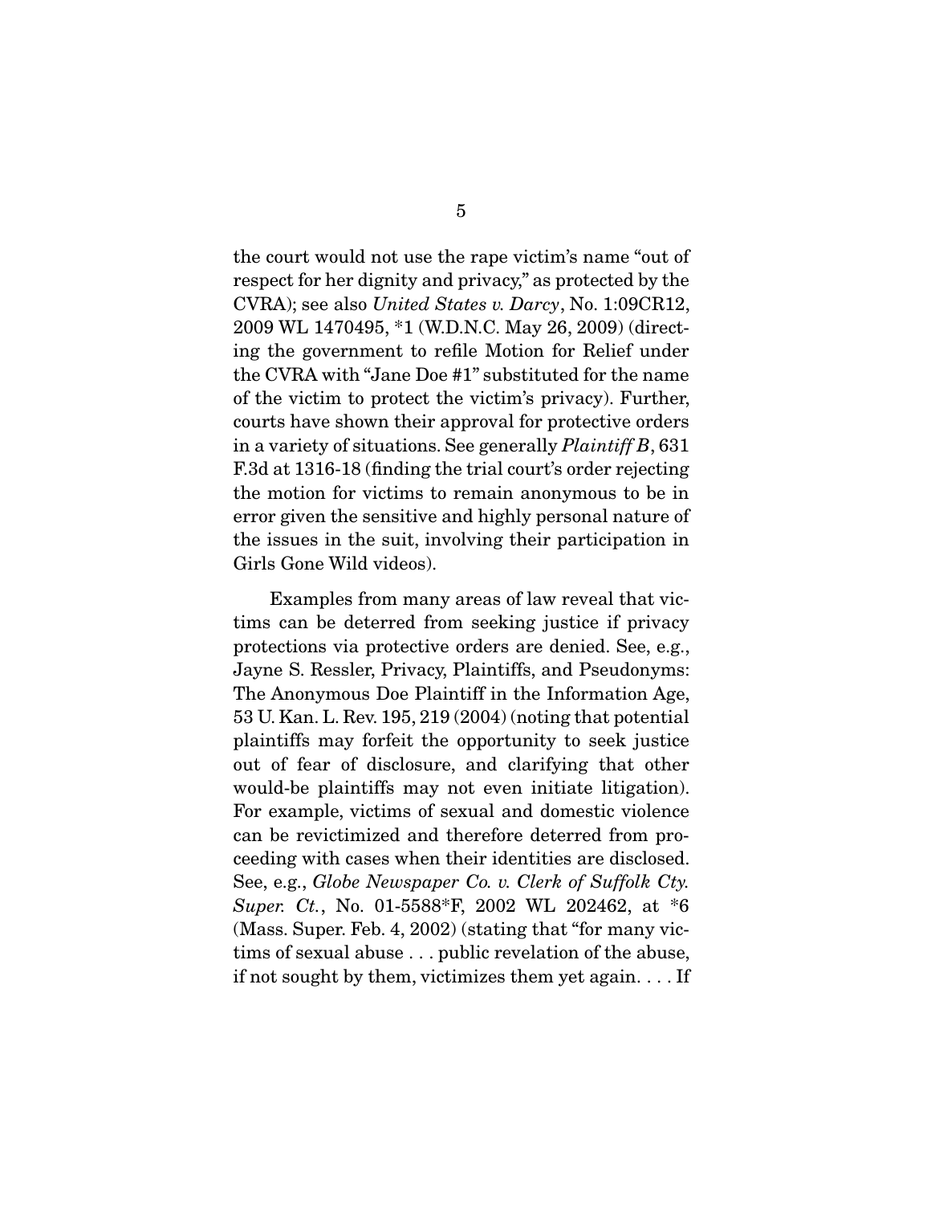the court would not use the rape victim's name "out of respect for her dignity and privacy," as protected by the CVRA); see also *United States v. Darcy*, No. 1:09CR12, 2009 WL 1470495, *1 (W.D.N.C. May 26, 2009) (directing the government to refile Motion for Relief under the CVRA with "Jane Doe #1" substituted for the name of the victim to protect the victim's privacy). Further, courts have shown their approval for protective orders in a variety of situations. See generally *Plaintiff B*, 631 F.3d at 1316-18 (finding the trial court's order rejecting the motion for victims to remain anonymous to be in error given the sensitive and highly personal nature of the issues in the suit, involving their participation in Girls Gone Wild videos).

Examples from many areas of law reveal that victims can be deterred from seeking justice if privacy protections via protective orders are denied. See, e.g., Jayne S. Ressler, Privacy, Plaintiffs, and Pseudonyms: The Anonymous Doe Plaintiff in the Information Age, 53 U. Kan. L. Rev. 195, 219 (2004) (noting that potential plaintiffs may forfeit the opportunity to seek justice out of fear of disclosure, and clarifying that other would-be plaintiffs may not even initiate litigation). For example, victims of sexual and domestic violence can be revictimized and therefore deterred from proceeding with cases when their identities are disclosed. See, e.g., *Globe Newspaper Co. v. Clerk of Suffolk Cty. Super. Ct.*, No. 01-5588*F, 2002 WL 202462, at *6 (Mass. Super. Feb. 4, 2002) (stating that "for many victims of sexual abuse . . . public revelation of the abuse, if not sought by them, victimizes them yet again. . . . If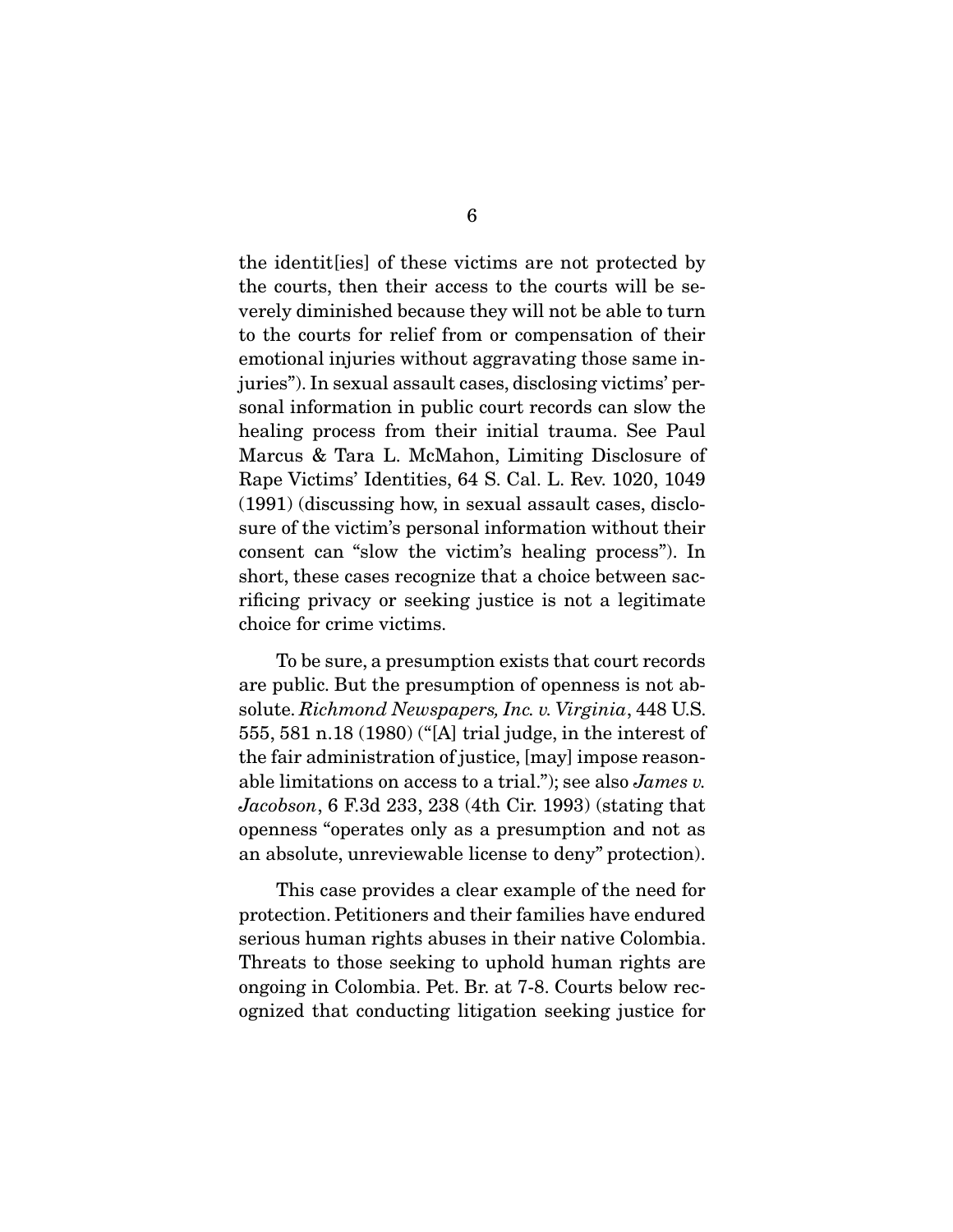the identit[ies] of these victims are not protected by the courts, then their access to the courts will be severely diminished because they will not be able to turn to the courts for relief from or compensation of their emotional injuries without aggravating those same injuries"). In sexual assault cases, disclosing victims' personal information in public court records can slow the healing process from their initial trauma. See Paul Marcus & Tara L. McMahon, Limiting Disclosure of Rape Victims' Identities, 64 S. Cal. L. Rev. 1020, 1049 (1991) (discussing how, in sexual assault cases, disclosure of the victim's personal information without their consent can "slow the victim's healing process"). In short, these cases recognize that a choice between sacrificing privacy or seeking justice is not a legitimate choice for crime victims.

To be sure, a presumption exists that court records are public. But the presumption of openness is not absolute. *Richmond Newspapers, Inc. v. Virginia*, 448 U.S. 555, 581 n.18 (1980) ("[A] trial judge, in the interest of the fair administration of justice, [may] impose reasonable limitations on access to a trial."); see also *James v. Jacobson*, 6 F.3d 233, 238 (4th Cir. 1993) (stating that openness "operates only as a presumption and not as an absolute, unreviewable license to deny" protection).

This case provides a clear example of the need for protection. Petitioners and their families have endured serious human rights abuses in their native Colombia. Threats to those seeking to uphold human rights are ongoing in Colombia. Pet. Br. at 7-8. Courts below recognized that conducting litigation seeking justice for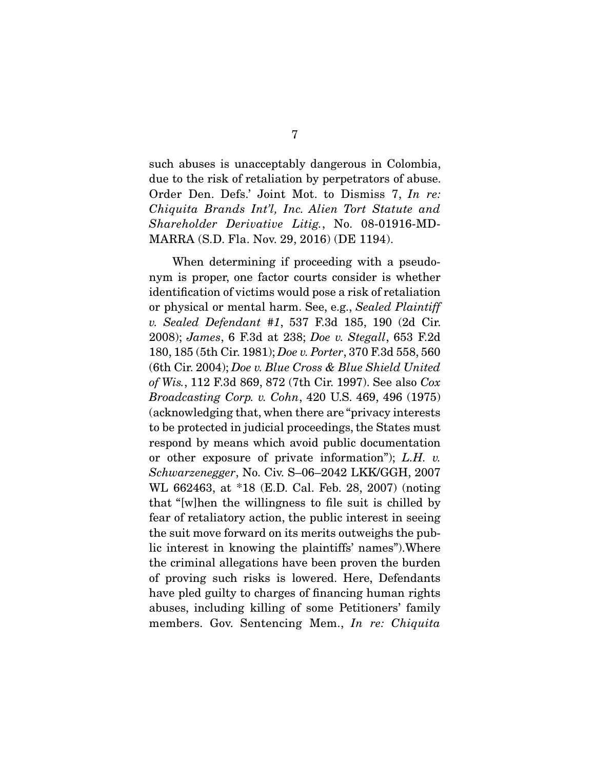such abuses is unacceptably dangerous in Colombia, due to the risk of retaliation by perpetrators of abuse. Order Den. Defs.' Joint Mot. to Dismiss 7, *In re: Chiquita Brands Int'l, Inc. Alien Tort Statute and Shareholder Derivative Litig.*, No. 08-01916-MD-MARRA (S.D. Fla. Nov. 29, 2016) (DE 1194).

When determining if proceeding with a pseudonym is proper, one factor courts consider is whether identification of victims would pose a risk of retaliation or physical or mental harm. See, e.g., *Sealed Plaintiff v. Sealed Defendant #1*, 537 F.3d 185, 190 (2d Cir. 2008); *James*, 6 F.3d at 238; *Doe v. Stegall*, 653 F.2d 180, 185 (5th Cir. 1981); *Doe v. Porter*, 370 F.3d 558, 560 (6th Cir. 2004); *Doe v. Blue Cross & Blue Shield United of Wis.*, 112 F.3d 869, 872 (7th Cir. 1997). See also *Cox Broadcasting Corp. v. Cohn*, 420 U.S. 469, 496 (1975) (acknowledging that, when there are "privacy interests to be protected in judicial proceedings, the States must respond by means which avoid public documentation or other exposure of private information"); *L.H. v. Schwarzenegger*, No. Civ. S–06–2042 LKK/GGH, 2007 WL 662463, at *18 (E.D. Cal. Feb. 28, 2007) (noting that "[w]hen the willingness to file suit is chilled by fear of retaliatory action, the public interest in seeing the suit move forward on its merits outweighs the public interest in knowing the plaintiffs' names").Where the criminal allegations have been proven the burden of proving such risks is lowered. Here, Defendants have pled guilty to charges of financing human rights abuses, including killing of some Petitioners' family members. Gov. Sentencing Mem., *In re: Chiquita*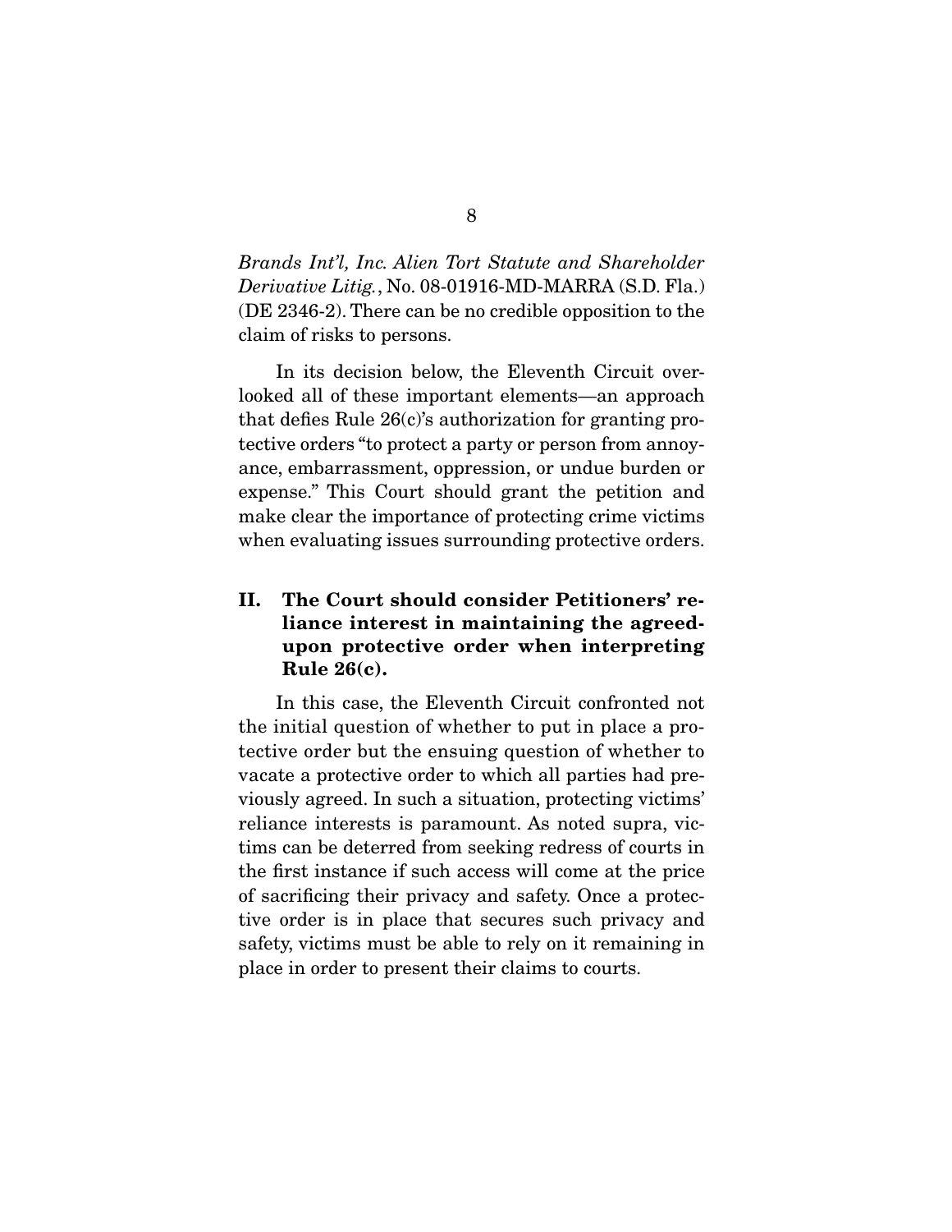*Brands Int'l, Inc. Alien Tort Statute and Shareholder Derivative Litig.*, No. 08-01916-MD-MARRA (S.D. Fla.) (DE 2346-2). There can be no credible opposition to the claim of risks to persons.

In its decision below, the Eleventh Circuit overlooked all of these important elements—an approach that defies Rule 26(c)'s authorization for granting protective orders "to protect a party or person from annoyance, embarrassment, oppression, or undue burden or expense." This Court should grant the petition and make clear the importance of protecting crime victims when evaluating issues surrounding protective orders.

## II. The Court should consider Petitioners' reliance interest in maintaining the agreed-upon protective order when interpreting Rule 26(c).

In this case, the Eleventh Circuit confronted not the initial question of whether to put in place a protective order but the ensuing question of whether to vacate a protective order to which all parties had previously agreed. In such a situation, protecting victims' reliance interests is paramount. As noted supra, victims can be deterred from seeking redress of courts in the first instance if such access will come at the price of sacrificing their privacy and safety. Once a protective order is in place that secures such privacy and safety, victims must be able to rely on it remaining in place in order to present their claims to courts.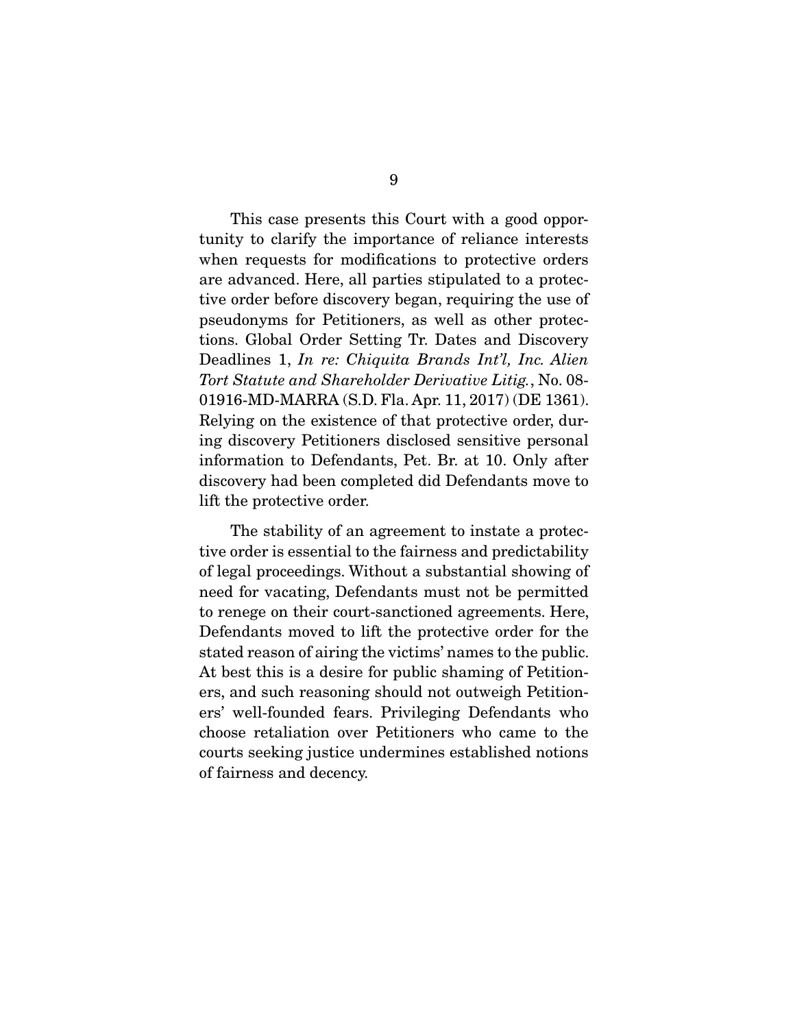This case presents this Court with a good opportunity to clarify the importance of reliance interests when requests for modifications to protective orders are advanced. Here, all parties stipulated to a protective order before discovery began, requiring the use of pseudonyms for Petitioners, as well as other protections. Global Order Setting Tr. Dates and Discovery Deadlines 1, *In re: Chiquita Brands Int'l, Inc. Alien Tort Statute and Shareholder Derivative Litig.*, No. 08-01916-MD-MARRA (S.D. Fla. Apr. 11, 2017) (DE 1361). Relying on the existence of that protective order, during discovery Petitioners disclosed sensitive personal information to Defendants, Pet. Br. at 10. Only after discovery had been completed did Defendants move to lift the protective order.

The stability of an agreement to instate a protective order is essential to the fairness and predictability of legal proceedings. Without a substantial showing of need for vacating, Defendants must not be permitted to renege on their court-sanctioned agreements. Here, Defendants moved to lift the protective order for the stated reason of airing the victims' names to the public. At best this is a desire for public shaming of Petitioners, and such reasoning should not outweigh Petitioners' well-founded fears. Privileging Defendants who choose retaliation over Petitioners who came to the courts seeking justice undermines established notions of fairness and decency.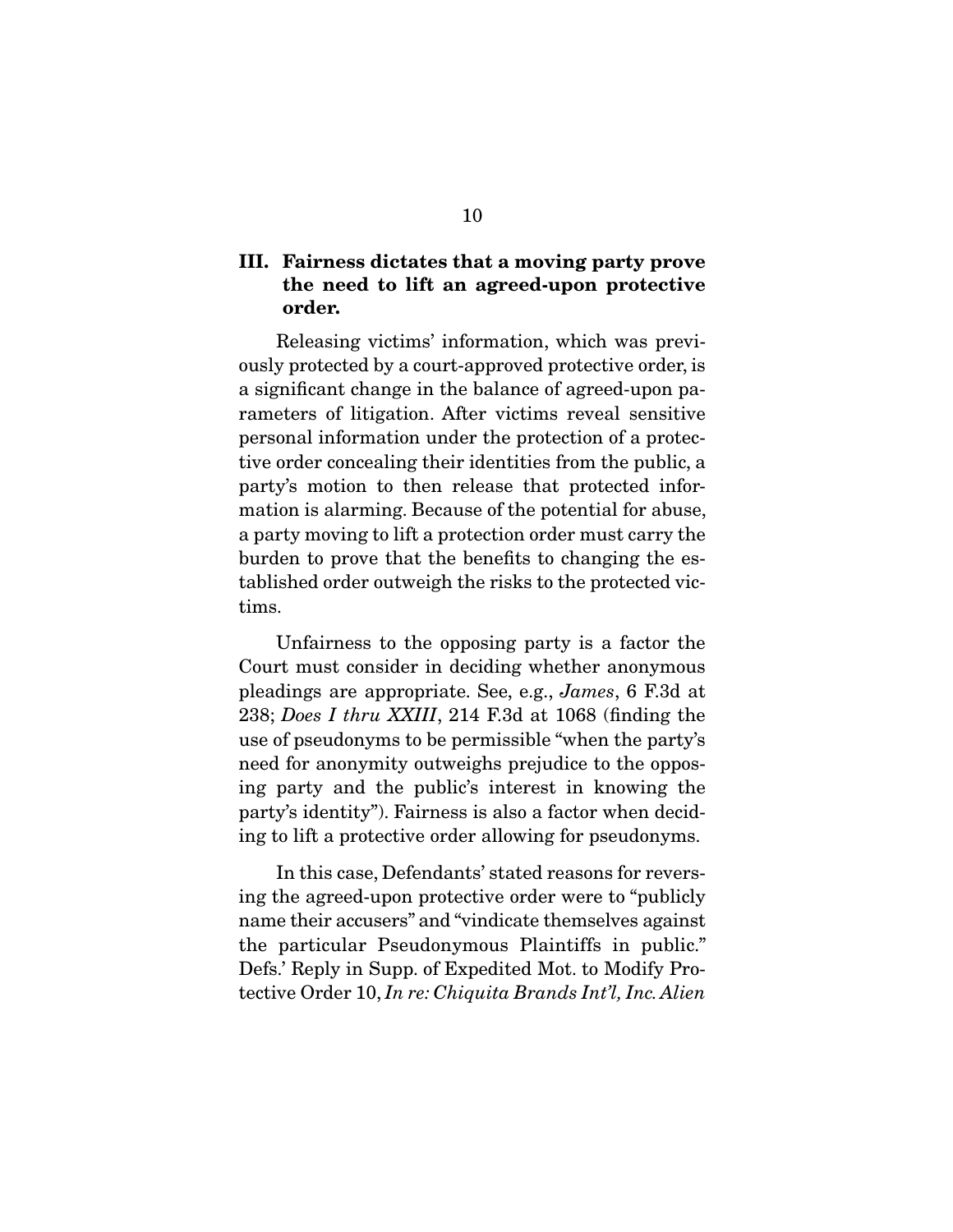## III. Fairness dictates that a moving party prove the need to lift an agreed-upon protective order.

Releasing victims' information, which was previously protected by a court-approved protective order, is a significant change in the balance of agreed-upon parameters of litigation. After victims reveal sensitive personal information under the protection of a protective order concealing their identities from the public, a party's motion to then release that protected information is alarming. Because of the potential for abuse, a party moving to lift a protection order must carry the burden to prove that the benefits to changing the established order outweigh the risks to the protected victims.

Unfairness to the opposing party is a factor the Court must consider in deciding whether anonymous pleadings are appropriate. See, e.g., *James*, 6 F.3d at 238; *Does I thru XXIII*, 214 F.3d at 1068 (finding the use of pseudonyms to be permissible "when the party's need for anonymity outweighs prejudice to the opposing party and the public's interest in knowing the party's identity"). Fairness is also a factor when deciding to lift a protective order allowing for pseudonyms.

In this case, Defendants' stated reasons for reversing the agreed-upon protective order were to "publicly name their accusers" and "vindicate themselves against the particular Pseudonymous Plaintiffs in public." Defs.' Reply in Supp. of Expedited Mot. to Modify Protective Order 10, *In re: Chiquita Brands Int'l, Inc. Alien*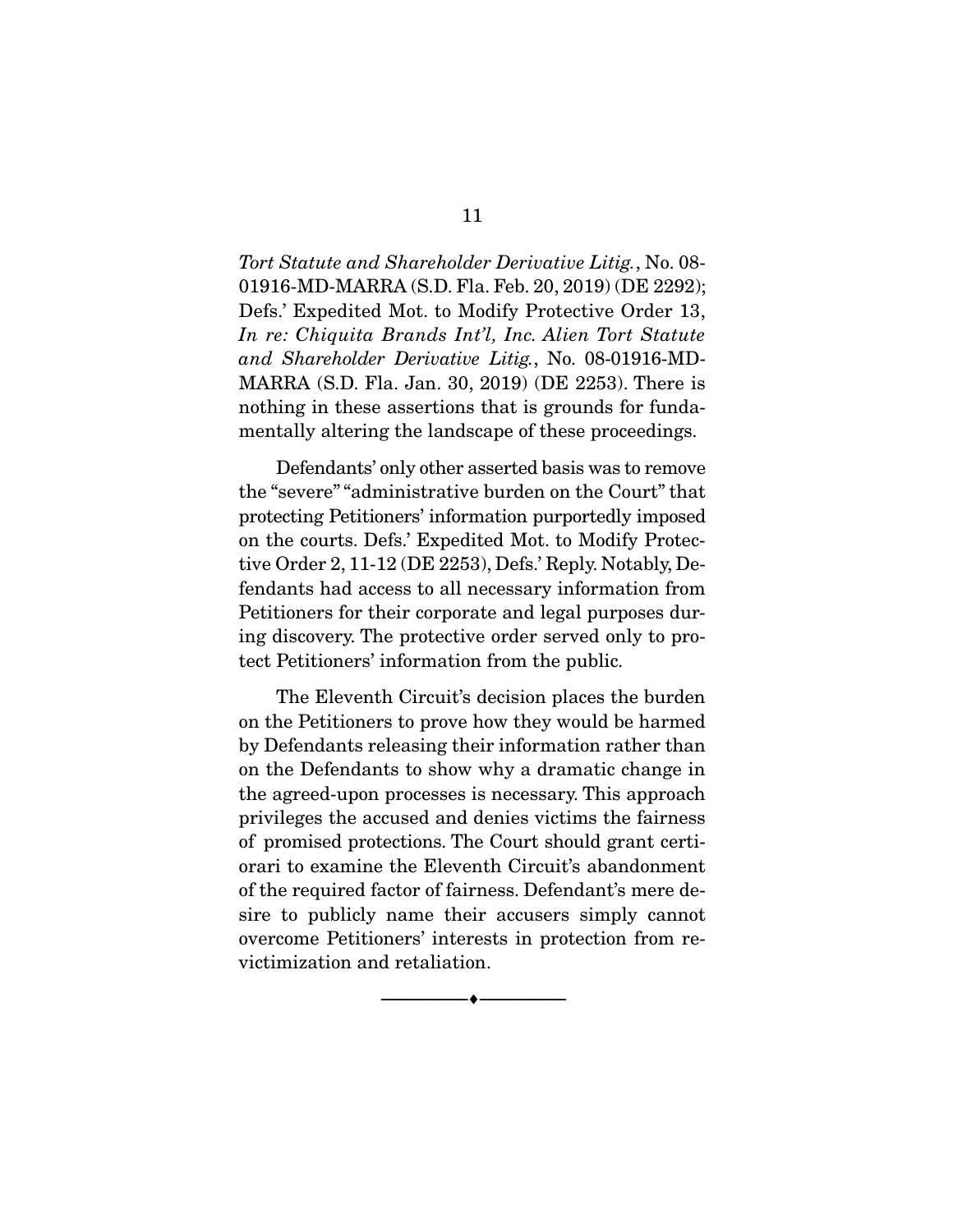*Tort Statute and Shareholder Derivative Litig.*, No. 08-01916-MD-MARRA (S.D. Fla. Feb. 20, 2019) (DE 2292); Defs.' Expedited Mot. to Modify Protective Order 13, *In re: Chiquita Brands Int'l, Inc. Alien Tort Statute and Shareholder Derivative Litig.*, No. 08-01916-MD-MARRA (S.D. Fla. Jan. 30, 2019) (DE 2253). There is nothing in these assertions that is grounds for fundamentally altering the landscape of these proceedings.

Defendants' only other asserted basis was to remove the "severe" "administrative burden on the Court" that protecting Petitioners' information purportedly imposed on the courts. Defs.' Expedited Mot. to Modify Protective Order 2, 11-12 (DE 2253), Defs.' Reply. Notably, Defendants had access to all necessary information from Petitioners for their corporate and legal purposes during discovery. The protective order served only to protect Petitioners' information from the public.

The Eleventh Circuit's decision places the burden on the Petitioners to prove how they would be harmed by Defendants releasing their information rather than on the Defendants to show why a dramatic change in the agreed-upon processes is necessary. This approach privileges the accused and denies victims the fairness of promised protections. The Court should grant certiorari to examine the Eleventh Circuit's abandonment of the required factor of fairness. Defendant's mere desire to publicly name their accusers simply cannot overcome Petitioners' interests in protection from revictimization and retaliation.

---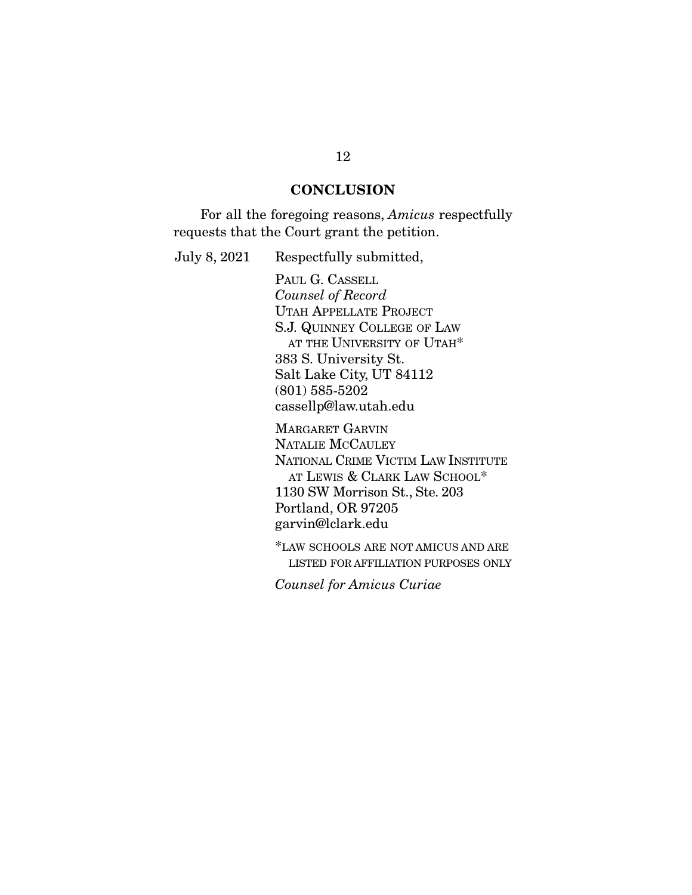## CONCLUSION

For all the foregoing reasons, *Amicus* respectfully requests that the Court grant the petition.

July 8, 2021 Respectfully submitted,

PAUL G. CASSELL
*Counsel of Record*
UTAH APPELLATE PROJECT
S.J. QUINNEY COLLEGE OF LAW
AT THE UNIVERSITY OF UTAH*
383 S. University St.
Salt Lake City, UT 84112
(801) 585-5202
cassellp@law.utah.edu

MARGARET GARVIN
NATALIE MCCAULEY
NATIONAL CRIME VICTIM LAW INSTITUTE
AT LEWIS & CLARK LAW SCHOOL*
1130 SW Morrison St., Ste. 203
Portland, OR 97205
garvin@lclark.edu

*LAW SCHOOLS ARE NOT AMICUS AND ARE LISTED FOR AFFILIATION PURPOSES ONLY

*Counsel for Amicus Curiae*